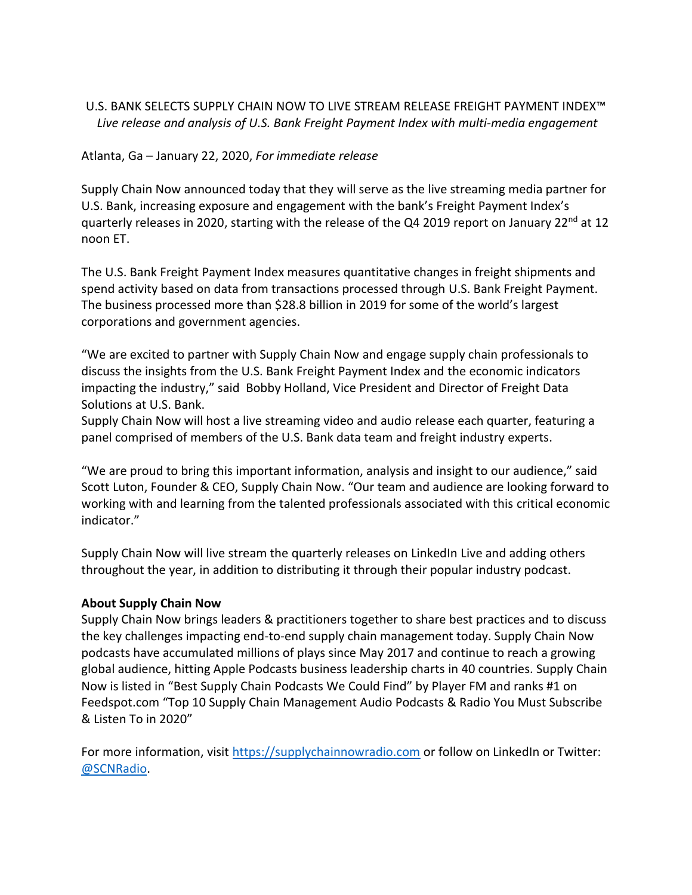# U.S. BANK SELECTS SUPPLY CHAIN NOW TO LIVE STREAM RELEASE FREIGHT PAYMENT INDEX™

*Live release and analysis of U.S. Bank Freight Payment Index with multi-media engagement*

Atlanta, Ga – January 22, 2020, *For immediate release*

Supply Chain Now announced today that they will serve as the live streaming media partner for U.S. Bank, increasing exposure and engagement with the bank's Freight Payment Index's quarterly releases in 2020, starting with the release of the Q4 2019 report on January 22nd at 12 noon ET.

The U.S. Bank Freight Payment Index measures quantitative changes in freight shipments and spend activity based on data from transactions processed through U.S. Bank Freight Payment. The business processed more than $28.8 billion in 2019 for some of the world's largest corporations and government agencies.

"We are excited to partner with Supply Chain Now and engage supply chain professionals to discuss the insights from the U.S. Bank Freight Payment Index and the economic indicators impacting the industry," said Bobby Holland, Vice President and Director of Freight Data Solutions at U.S. Bank.

Supply Chain Now will host a live streaming video and audio release each quarter, featuring a panel comprised of members of the U.S. Bank data team and freight industry experts.

"We are proud to bring this important information, analysis and insight to our audience," said Scott Luton, Founder & CEO, Supply Chain Now. "Our team and audience are looking forward to working with and learning from the talented professionals associated with this critical economic indicator."

Supply Chain Now will live stream the quarterly releases on LinkedIn Live and adding others throughout the year, in addition to distributing it through their popular industry podcast.

**About Supply Chain Now**

Supply Chain Now brings leaders & practitioners together to share best practices and to discuss the key challenges impacting end-to-end supply chain management today. Supply Chain Now podcasts have accumulated millions of plays since May 2017 and continue to reach a growing global audience, hitting Apple Podcasts business leadership charts in 40 countries. Supply Chain Now is listed in "Best Supply Chain Podcasts We Could Find" by Player FM and ranks #1 on Feedspot.com "Top 10 Supply Chain Management Audio Podcasts & Radio You Must Subscribe & Listen To in 2020"

For more information, visit [https://supplychainnowradio.com](https://supplychainnowradio.com) or follow on LinkedIn or Twitter: @SCNRadio.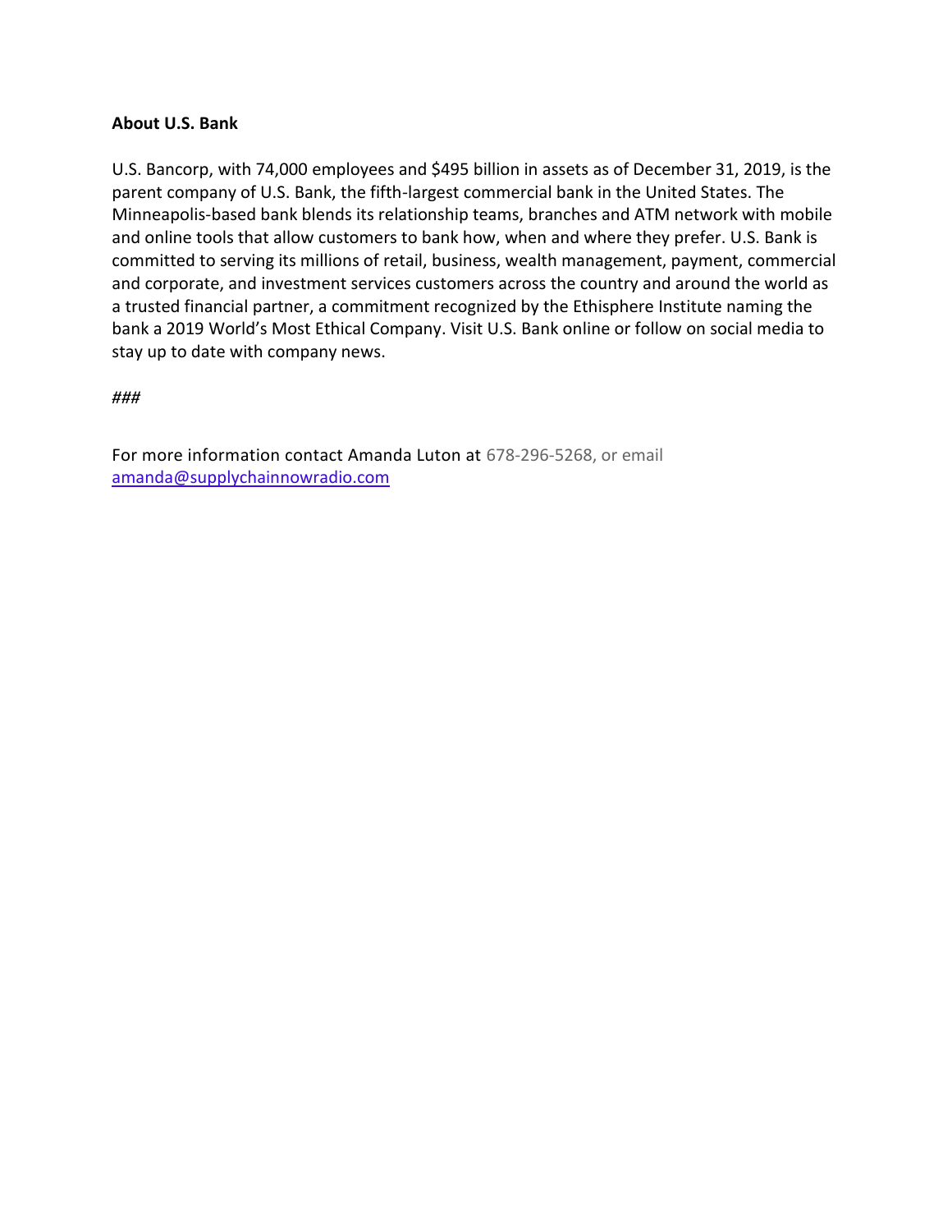**About U.S. Bank**

U.S. Bancorp, with 74,000 employees and $495 billion in assets as of December 31, 2019, is the parent company of U.S. Bank, the fifth-largest commercial bank in the United States. The Minneapolis-based bank blends its relationship teams, branches and ATM network with mobile and online tools that allow customers to bank how, when and where they prefer. U.S. Bank is committed to serving its millions of retail, business, wealth management, payment, commercial and corporate, and investment services customers across the country and around the world as a trusted financial partner, a commitment recognized by the Ethisphere Institute naming the bank a 2019 World's Most Ethical Company. Visit U.S. Bank online or follow on social media to stay up to date with company news.

###

For more information contact Amanda Luton at 678-296-5268, or email amanda@supplychainnowradio.com